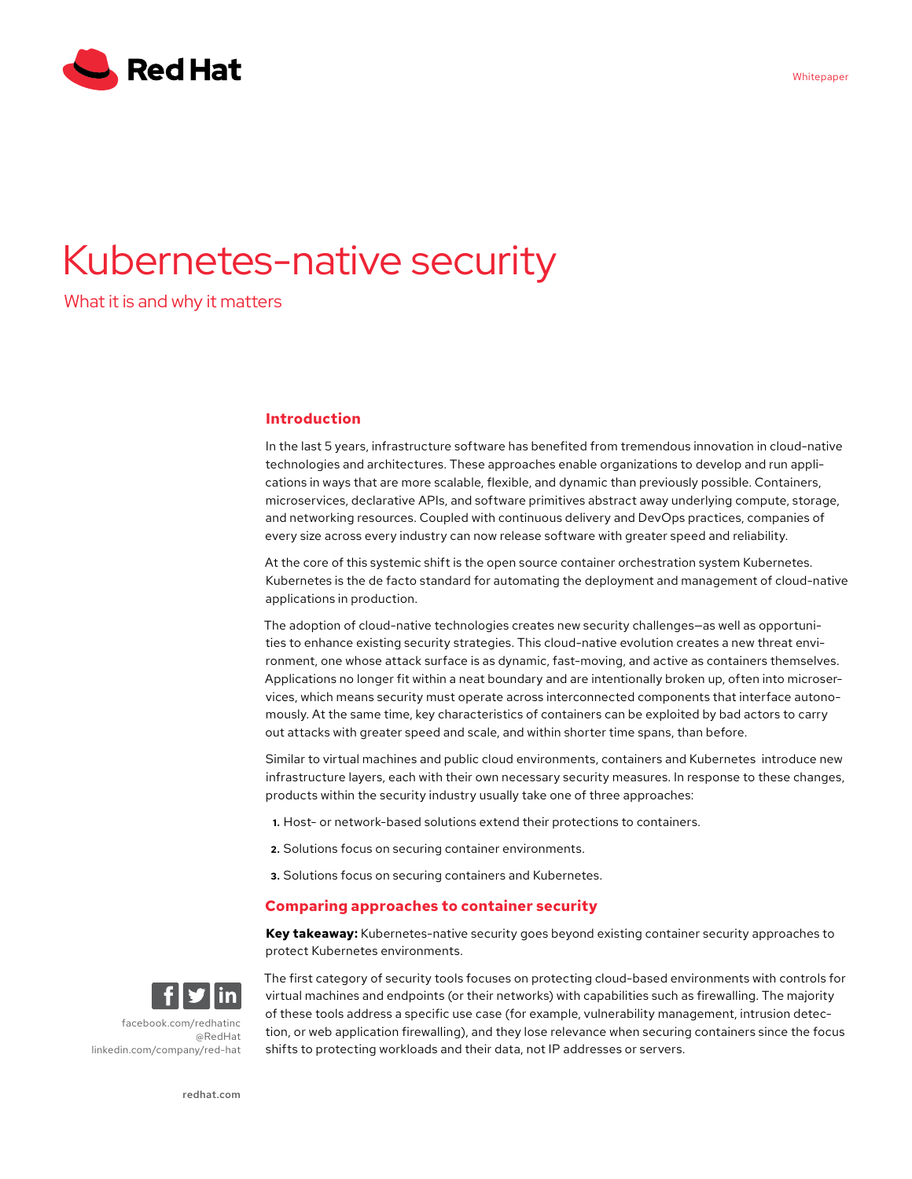# Kubernetes-native security

## What it is and why it matters

### Introduction

In the last 5 years, infrastructure software has benefited from tremendous innovation in cloud-native technologies and architectures. These approaches enable organizations to develop and run applications in ways that are more scalable, flexible, and dynamic than previously possible. Containers, microservices, declarative APIs, and software primitives abstract away underlying compute, storage, and networking resources. Coupled with continuous delivery and DevOps practices, companies of every size across every industry can now release software with greater speed and reliability.

At the core of this systemic shift is the open source container orchestration system Kubernetes. Kubernetes is the de facto standard for automating the deployment and management of cloud-native applications in production.

The adoption of cloud-native technologies creates new security challenges—as well as opportunities to enhance existing security strategies. This cloud-native evolution creates a new threat environment, one whose attack surface is as dynamic, fast-moving, and active as containers themselves. Applications no longer fit within a neat boundary and are intentionally broken up, often into microservices, which means security must operate across interconnected components that interface autonomously. At the same time, key characteristics of containers can be exploited by bad actors to carry out attacks with greater speed and scale, and within shorter time spans, than before.

Similar to virtual machines and public cloud environments, containers and Kubernetes introduce new infrastructure layers, each with their own necessary security measures. In response to these changes, products within the security industry usually take one of three approaches:

1. Host- or network-based solutions extend their protections to containers.
2. Solutions focus on securing container environments.
3. Solutions focus on securing containers and Kubernetes.

### Comparing approaches to container security

**Key takeaway:** Kubernetes-native security goes beyond existing container security approaches to protect Kubernetes environments.

The first category of security tools focuses on protecting cloud-based environments with controls for virtual machines and endpoints (or their networks) with capabilities such as firewalling. The majority of these tools address a specific use case (for example, vulnerability management, intrusion detection, or web application firewalling), and they lose relevance when securing containers since the focus shifts to protecting workloads and their data, not IP addresses or servers.

facebook.com/redhatinc
@RedHat
linkedin.com/company/red-hat

redhat.com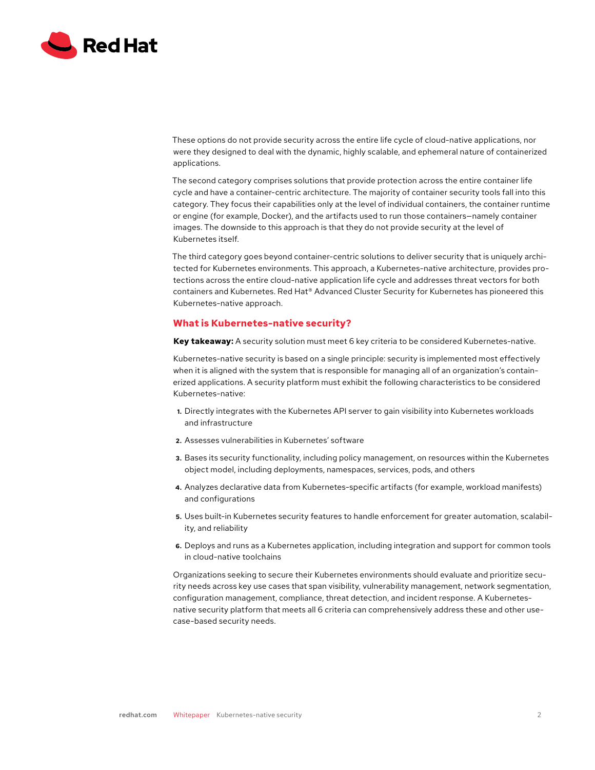These options do not provide security across the entire life cycle of cloud-native applications, nor were they designed to deal with the dynamic, highly scalable, and ephemeral nature of containerized applications.

The second category comprises solutions that provide protection across the entire container life cycle and have a container-centric architecture. The majority of container security tools fall into this category. They focus their capabilities only at the level of individual containers, the container runtime or engine (for example, Docker), and the artifacts used to run those containers—namely container images. The downside to this approach is that they do not provide security at the level of Kubernetes itself.

The third category goes beyond container-centric solutions to deliver security that is uniquely architected for Kubernetes environments. This approach, a Kubernetes-native architecture, provides protections across the entire cloud-native application life cycle and addresses threat vectors for both containers and Kubernetes. Red Hat® Advanced Cluster Security for Kubernetes has pioneered this Kubernetes-native approach.

## What is Kubernetes-native security?

**Key takeaway:** A security solution must meet 6 key criteria to be considered Kubernetes-native.

Kubernetes-native security is based on a single principle: security is implemented most effectively when it is aligned with the system that is responsible for managing all of an organization's containerized applications. A security platform must exhibit the following characteristics to be considered Kubernetes-native:

1. Directly integrates with the Kubernetes API server to gain visibility into Kubernetes workloads and infrastructure
2. Assesses vulnerabilities in Kubernetes' software
3. Bases its security functionality, including policy management, on resources within the Kubernetes object model, including deployments, namespaces, services, pods, and others
4. Analyzes declarative data from Kubernetes-specific artifacts (for example, workload manifests) and configurations
5. Uses built-in Kubernetes security features to handle enforcement for greater automation, scalability, and reliability
6. Deploys and runs as a Kubernetes application, including integration and support for common tools in cloud-native toolchains

Organizations seeking to secure their Kubernetes environments should evaluate and prioritize security needs across key use cases that span visibility, vulnerability management, network segmentation, configuration management, compliance, threat detection, and incident response. A Kubernetes-native security platform that meets all 6 criteria can comprehensively address these and other use-case-based security needs.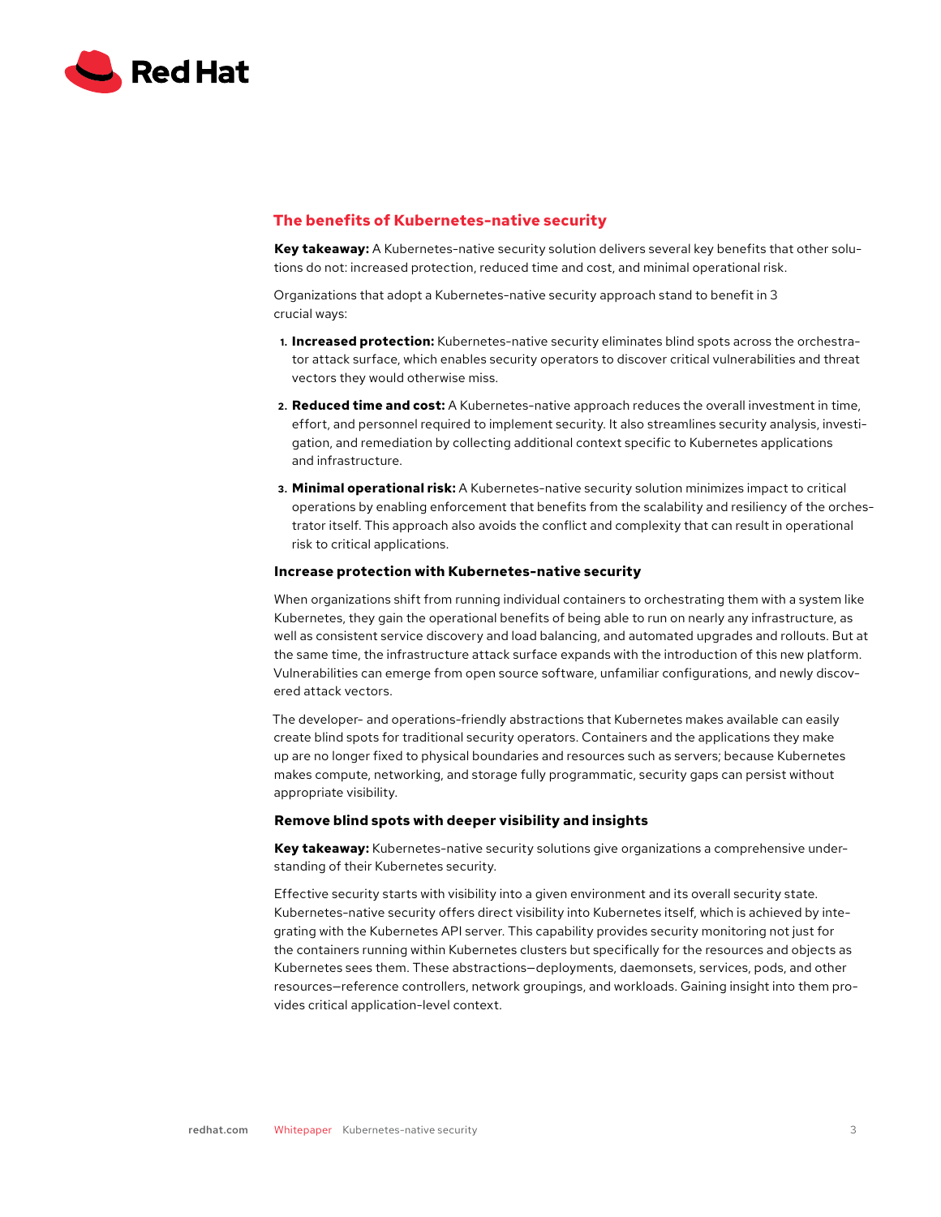## The benefits of Kubernetes-native security

**Key takeaway:** A Kubernetes-native security solution delivers several key benefits that other solutions do not: increased protection, reduced time and cost, and minimal operational risk.

Organizations that adopt a Kubernetes-native security approach stand to benefit in 3 crucial ways:

1. **Increased protection:** Kubernetes-native security eliminates blind spots across the orchestrator attack surface, which enables security operators to discover critical vulnerabilities and threat vectors they would otherwise miss.
2. **Reduced time and cost:** A Kubernetes-native approach reduces the overall investment in time, effort, and personnel required to implement security. It also streamlines security analysis, investigation, and remediation by collecting additional context specific to Kubernetes applications and infrastructure.
3. **Minimal operational risk:** A Kubernetes-native security solution minimizes impact to critical operations by enabling enforcement that benefits from the scalability and resiliency of the orchestrator itself. This approach also avoids the conflict and complexity that can result in operational risk to critical applications.

### Increase protection with Kubernetes-native security

When organizations shift from running individual containers to orchestrating them with a system like Kubernetes, they gain the operational benefits of being able to run on nearly any infrastructure, as well as consistent service discovery and load balancing, and automated upgrades and rollouts. But at the same time, the infrastructure attack surface expands with the introduction of this new platform. Vulnerabilities can emerge from open source software, unfamiliar configurations, and newly discovered attack vectors.

The developer- and operations-friendly abstractions that Kubernetes makes available can easily create blind spots for traditional security operators. Containers and the applications they make up are no longer fixed to physical boundaries and resources such as servers; because Kubernetes makes compute, networking, and storage fully programmatic, security gaps can persist without appropriate visibility.

### Remove blind spots with deeper visibility and insights

**Key takeaway:** Kubernetes-native security solutions give organizations a comprehensive understanding of their Kubernetes security.

Effective security starts with visibility into a given environment and its overall security state. Kubernetes-native security offers direct visibility into Kubernetes itself, which is achieved by integrating with the Kubernetes API server. This capability provides security monitoring not just for the containers running within Kubernetes clusters but specifically for the resources and objects as Kubernetes sees them. These abstractions—deployments, daemonsets, services, pods, and other resources—reference controllers, network groupings, and workloads. Gaining insight into them provides critical application-level context.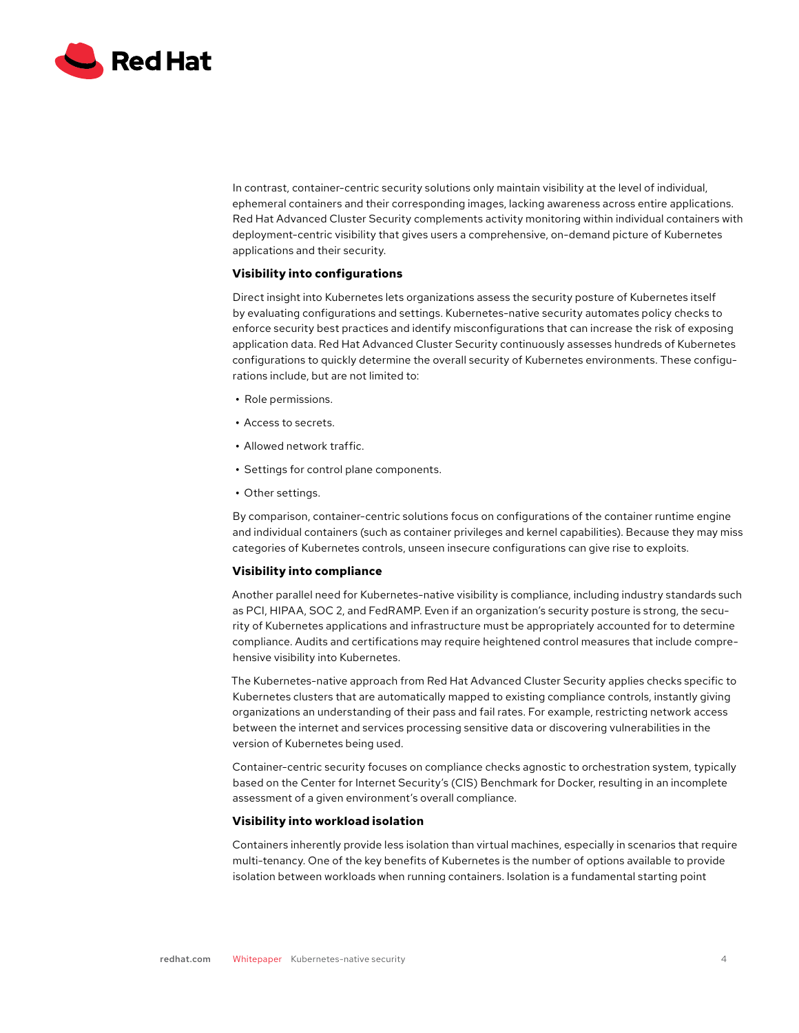In contrast, container-centric security solutions only maintain visibility at the level of individual, ephemeral containers and their corresponding images, lacking awareness across entire applications. Red Hat Advanced Cluster Security complements activity monitoring within individual containers with deployment-centric visibility that gives users a comprehensive, on-demand picture of Kubernetes applications and their security.

### Visibility into configurations

Direct insight into Kubernetes lets organizations assess the security posture of Kubernetes itself by evaluating configurations and settings. Kubernetes-native security automates policy checks to enforce security best practices and identify misconfigurations that can increase the risk of exposing application data. Red Hat Advanced Cluster Security continuously assesses hundreds of Kubernetes configurations to quickly determine the overall security of Kubernetes environments. These configurations include, but are not limited to:

- Role permissions.
- Access to secrets.
- Allowed network traffic.
- Settings for control plane components.
- Other settings.

By comparison, container-centric solutions focus on configurations of the container runtime engine and individual containers (such as container privileges and kernel capabilities). Because they may miss categories of Kubernetes controls, unseen insecure configurations can give rise to exploits.

### Visibility into compliance

Another parallel need for Kubernetes-native visibility is compliance, including industry standards such as PCI, HIPAA, SOC 2, and FedRAMP. Even if an organization's security posture is strong, the security of Kubernetes applications and infrastructure must be appropriately accounted for to determine compliance. Audits and certifications may require heightened control measures that include comprehensive visibility into Kubernetes.

The Kubernetes-native approach from Red Hat Advanced Cluster Security applies checks specific to Kubernetes clusters that are automatically mapped to existing compliance controls, instantly giving organizations an understanding of their pass and fail rates. For example, restricting network access between the internet and services processing sensitive data or discovering vulnerabilities in the version of Kubernetes being used.

Container-centric security focuses on compliance checks agnostic to orchestration system, typically based on the Center for Internet Security's (CIS) Benchmark for Docker, resulting in an incomplete assessment of a given environment's overall compliance.

### Visibility into workload isolation

Containers inherently provide less isolation than virtual machines, especially in scenarios that require multi-tenancy. One of the key benefits of Kubernetes is the number of options available to provide isolation between workloads when running containers. Isolation is a fundamental starting point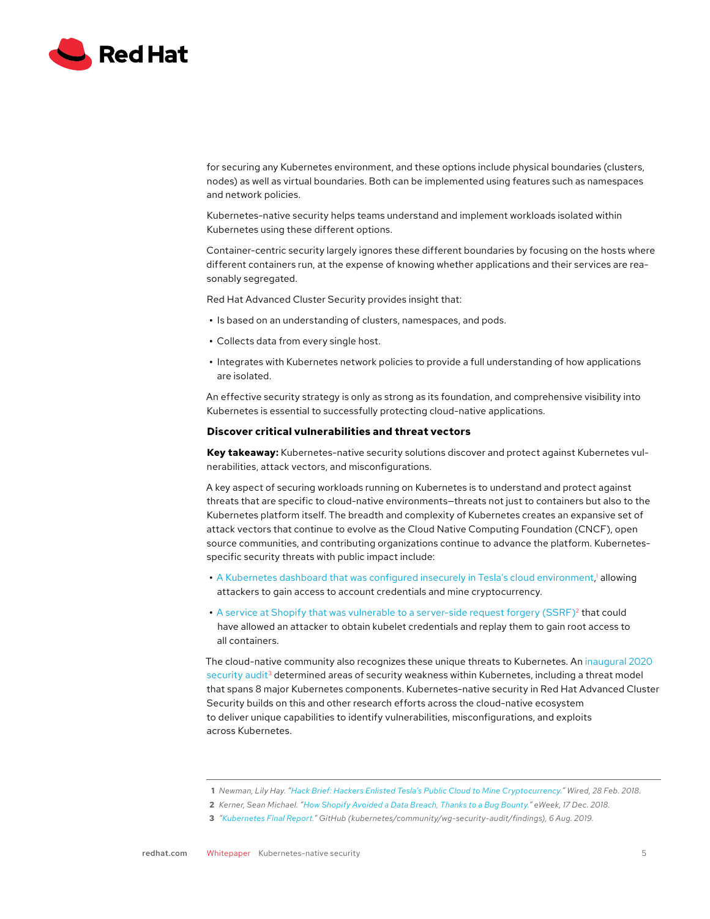for securing any Kubernetes environment, and these options include physical boundaries (clusters, nodes) as well as virtual boundaries. Both can be implemented using features such as namespaces and network policies.

Kubernetes-native security helps teams understand and implement workloads isolated within Kubernetes using these different options.

Container-centric security largely ignores these different boundaries by focusing on the hosts where different containers run, at the expense of knowing whether applications and their services are reasonably segregated.

Red Hat Advanced Cluster Security provides insight that:

- Is based on an understanding of clusters, namespaces, and pods.
- Collects data from every single host.
- Integrates with Kubernetes network policies to provide a full understanding of how applications are isolated.

An effective security strategy is only as strong as its foundation, and comprehensive visibility into Kubernetes is essential to successfully protecting cloud-native applications.

### Discover critical vulnerabilities and threat vectors

**Key takeaway:** Kubernetes-native security solutions discover and protect against Kubernetes vulnerabilities, attack vectors, and misconfigurations.

A key aspect of securing workloads running on Kubernetes is to understand and protect against threats that are specific to cloud-native environments—threats not just to containers but also to the Kubernetes platform itself. The breadth and complexity of Kubernetes creates an expansive set of attack vectors that continue to evolve as the Cloud Native Computing Foundation (CNCF), open source communities, and contributing organizations continue to advance the platform. Kubernetes-specific security threats with public impact include:

- A Kubernetes dashboard that was configured insecurely in Tesla's cloud environment,[1] allowing attackers to gain access to account credentials and mine cryptocurrency.
- A service at Shopify that was vulnerable to a server-side request forgery (SSRF)[2] that could have allowed an attacker to obtain kubelet credentials and replay them to gain root access to all containers.

The cloud-native community also recognizes these unique threats to Kubernetes. An inaugural 2020 security audit[3] determined areas of security weakness within Kubernetes, including a threat model that spans 8 major Kubernetes components. Kubernetes-native security in Red Hat Advanced Cluster Security builds on this and other research efforts across the cloud-native ecosystem to deliver unique capabilities to identify vulnerabilities, misconfigurations, and exploits across Kubernetes.

---

1 Newman, Lily Hay. *"Hack Brief: Hackers Enlisted Tesla's Public Cloud to Mine Cryptocurrency." Wired, 28 Feb. 2018.*

2 Kerner, Sean Michael. *"How Shopify Avoided a Data Breach, Thanks to a Bug Bounty." eWeek, 17 Dec. 2018.*

3 *"Kubernetes Final Report." GitHub (kubernetes/community/wg-security-audit/findings), 6 Aug. 2019.*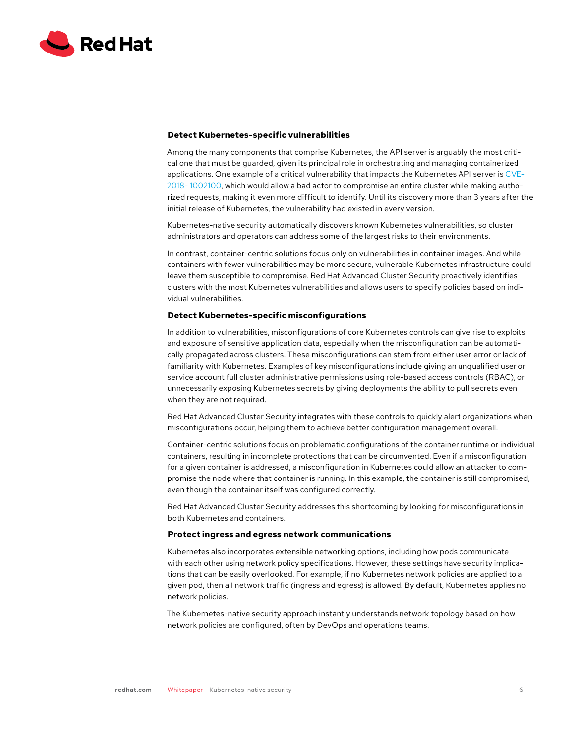### Detect Kubernetes-specific vulnerabilities

Among the many components that comprise Kubernetes, the API server is arguably the most critical one that must be guarded, given its principal role in orchestrating and managing containerized applications. One example of a critical vulnerability that impacts the Kubernetes API server is CVE-2018- 1002100, which would allow a bad actor to compromise an entire cluster while making authorized requests, making it even more difficult to identify. Until its discovery more than 3 years after the initial release of Kubernetes, the vulnerability had existed in every version.

Kubernetes-native security automatically discovers known Kubernetes vulnerabilities, so cluster administrators and operators can address some of the largest risks to their environments.

In contrast, container-centric solutions focus only on vulnerabilities in container images. And while containers with fewer vulnerabilities may be more secure, vulnerable Kubernetes infrastructure could leave them susceptible to compromise. Red Hat Advanced Cluster Security proactively identifies clusters with the most Kubernetes vulnerabilities and allows users to specify policies based on individual vulnerabilities.

### Detect Kubernetes-specific misconfigurations

In addition to vulnerabilities, misconfigurations of core Kubernetes controls can give rise to exploits and exposure of sensitive application data, especially when the misconfiguration can be automatically propagated across clusters. These misconfigurations can stem from either user error or lack of familiarity with Kubernetes. Examples of key misconfigurations include giving an unqualified user or service account full cluster administrative permissions using role-based access controls (RBAC), or unnecessarily exposing Kubernetes secrets by giving deployments the ability to pull secrets even when they are not required.

Red Hat Advanced Cluster Security integrates with these controls to quickly alert organizations when misconfigurations occur, helping them to achieve better configuration management overall.

Container-centric solutions focus on problematic configurations of the container runtime or individual containers, resulting in incomplete protections that can be circumvented. Even if a misconfiguration for a given container is addressed, a misconfiguration in Kubernetes could allow an attacker to compromise the node where that container is running. In this example, the container is still compromised, even though the container itself was configured correctly.

Red Hat Advanced Cluster Security addresses this shortcoming by looking for misconfigurations in both Kubernetes and containers.

### Protect ingress and egress network communications

Kubernetes also incorporates extensible networking options, including how pods communicate with each other using network policy specifications. However, these settings have security implications that can be easily overlooked. For example, if no Kubernetes network policies are applied to a given pod, then all network traffic (ingress and egress) is allowed. By default, Kubernetes applies no network policies.

The Kubernetes-native security approach instantly understands network topology based on how network policies are configured, often by DevOps and operations teams.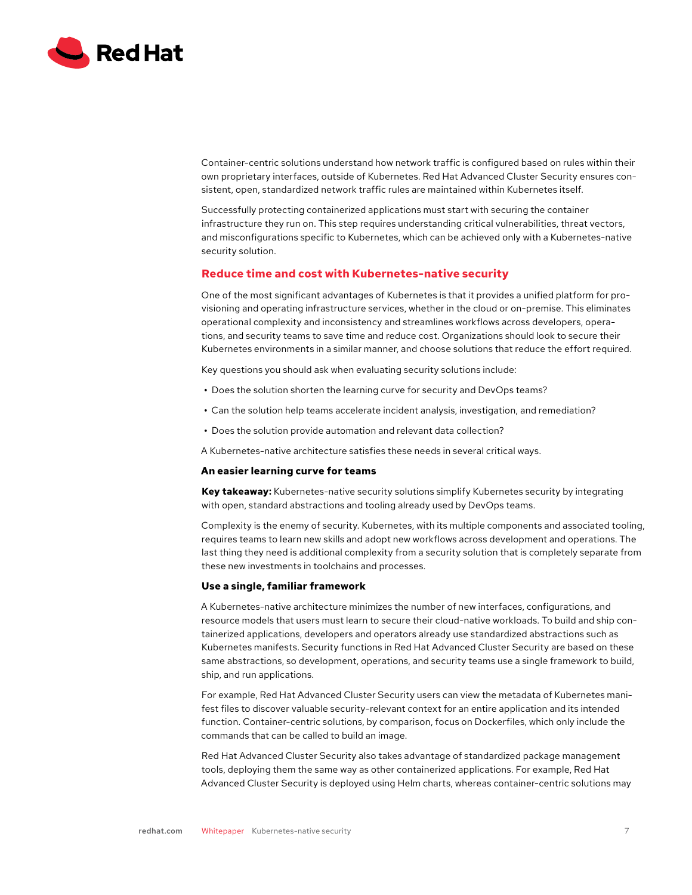Container-centric solutions understand how network traffic is configured based on rules within their own proprietary interfaces, outside of Kubernetes. Red Hat Advanced Cluster Security ensures consistent, open, standardized network traffic rules are maintained within Kubernetes itself.

Successfully protecting containerized applications must start with securing the container infrastructure they run on. This step requires understanding critical vulnerabilities, threat vectors, and misconfigurations specific to Kubernetes, which can be achieved only with a Kubernetes-native security solution.

## Reduce time and cost with Kubernetes-native security

One of the most significant advantages of Kubernetes is that it provides a unified platform for provisioning and operating infrastructure services, whether in the cloud or on-premise. This eliminates operational complexity and inconsistency and streamlines workflows across developers, operations, and security teams to save time and reduce cost. Organizations should look to secure their Kubernetes environments in a similar manner, and choose solutions that reduce the effort required.

Key questions you should ask when evaluating security solutions include:

- Does the solution shorten the learning curve for security and DevOps teams?
- Can the solution help teams accelerate incident analysis, investigation, and remediation?
- Does the solution provide automation and relevant data collection?

A Kubernetes-native architecture satisfies these needs in several critical ways.

### An easier learning curve for teams

**Key takeaway:** Kubernetes-native security solutions simplify Kubernetes security by integrating with open, standard abstractions and tooling already used by DevOps teams.

Complexity is the enemy of security. Kubernetes, with its multiple components and associated tooling, requires teams to learn new skills and adopt new workflows across development and operations. The last thing they need is additional complexity from a security solution that is completely separate from these new investments in toolchains and processes.

### Use a single, familiar framework

A Kubernetes-native architecture minimizes the number of new interfaces, configurations, and resource models that users must learn to secure their cloud-native workloads. To build and ship containerized applications, developers and operators already use standardized abstractions such as Kubernetes manifests. Security functions in Red Hat Advanced Cluster Security are based on these same abstractions, so development, operations, and security teams use a single framework to build, ship, and run applications.

For example, Red Hat Advanced Cluster Security users can view the metadata of Kubernetes manifest files to discover valuable security-relevant context for an entire application and its intended function. Container-centric solutions, by comparison, focus on Dockerfiles, which only include the commands that can be called to build an image.

Red Hat Advanced Cluster Security also takes advantage of standardized package management tools, deploying them the same way as other containerized applications. For example, Red Hat Advanced Cluster Security is deployed using Helm charts, whereas container-centric solutions may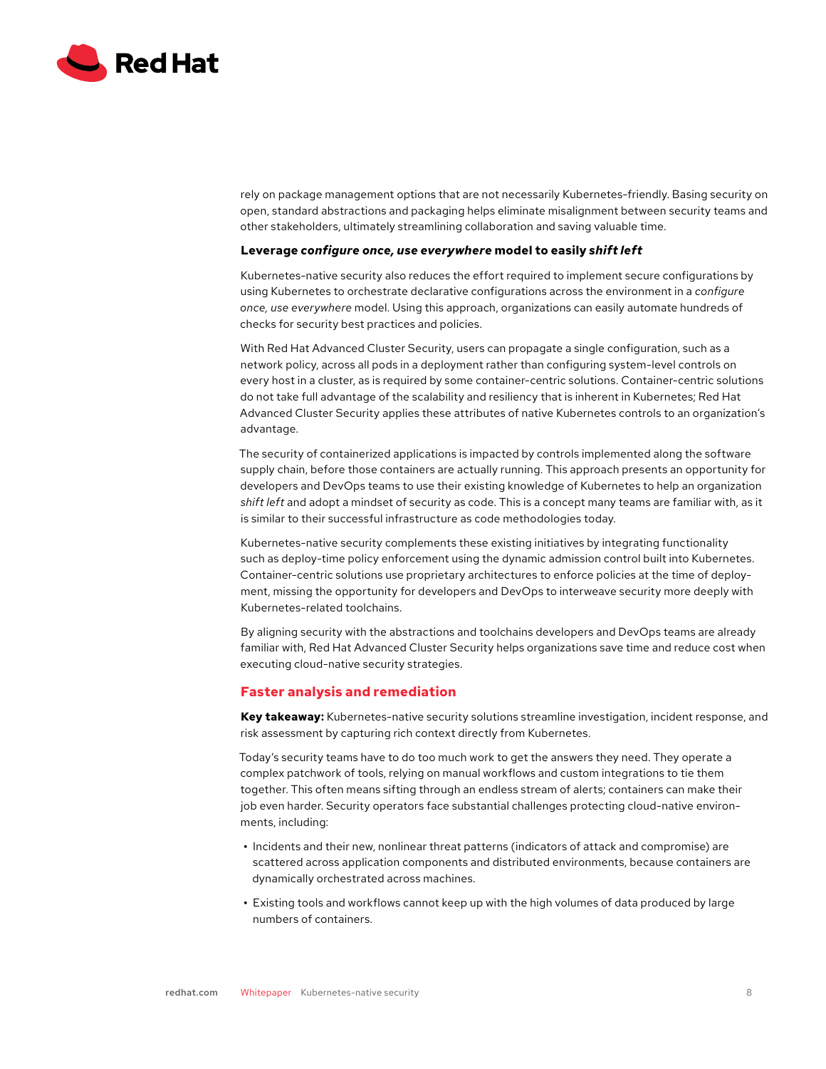rely on package management options that are not necessarily Kubernetes-friendly. Basing security on open, standard abstractions and packaging helps eliminate misalignment between security teams and other stakeholders, ultimately streamlining collaboration and saving valuable time.

**Leverage *configure once, use everywhere* model to easily *shift left***

Kubernetes-native security also reduces the effort required to implement secure configurations by using Kubernetes to orchestrate declarative configurations across the environment in a *configure once, use everywhere* model. Using this approach, organizations can easily automate hundreds of checks for security best practices and policies.

With Red Hat Advanced Cluster Security, users can propagate a single configuration, such as a network policy, across all pods in a deployment rather than configuring system-level controls on every host in a cluster, as is required by some container-centric solutions. Container-centric solutions do not take full advantage of the scalability and resiliency that is inherent in Kubernetes; Red Hat Advanced Cluster Security applies these attributes of native Kubernetes controls to an organization's advantage.

The security of containerized applications is impacted by controls implemented along the software supply chain, before those containers are actually running. This approach presents an opportunity for developers and DevOps teams to use their existing knowledge of Kubernetes to help an organization *shift left* and adopt a mindset of security as code. This is a concept many teams are familiar with, as it is similar to their successful infrastructure as code methodologies today.

Kubernetes-native security complements these existing initiatives by integrating functionality such as deploy-time policy enforcement using the dynamic admission control built into Kubernetes. Container-centric solutions use proprietary architectures to enforce policies at the time of deployment, missing the opportunity for developers and DevOps to interweave security more deeply with Kubernetes-related toolchains.

By aligning security with the abstractions and toolchains developers and DevOps teams are already familiar with, Red Hat Advanced Cluster Security helps organizations save time and reduce cost when executing cloud-native security strategies.

## Faster analysis and remediation

**Key takeaway:** Kubernetes-native security solutions streamline investigation, incident response, and risk assessment by capturing rich context directly from Kubernetes.

Today's security teams have to do too much work to get the answers they need. They operate a complex patchwork of tools, relying on manual workflows and custom integrations to tie them together. This often means sifting through an endless stream of alerts; containers can make their job even harder. Security operators face substantial challenges protecting cloud-native environments, including:

- Incidents and their new, nonlinear threat patterns (indicators of attack and compromise) are scattered across application components and distributed environments, because containers are dynamically orchestrated across machines.
- Existing tools and workflows cannot keep up with the high volumes of data produced by large numbers of containers.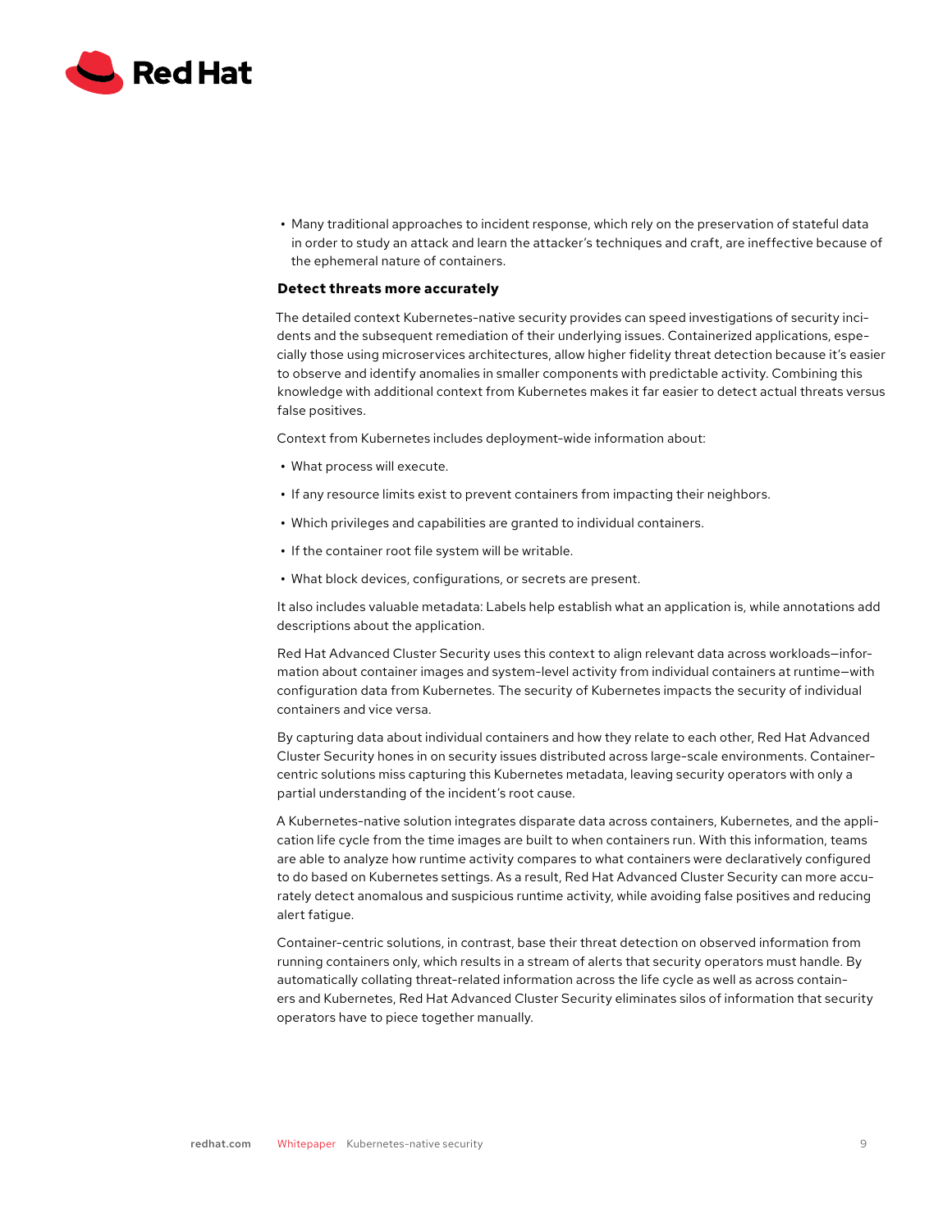- Many traditional approaches to incident response, which rely on the preservation of stateful data in order to study an attack and learn the attacker's techniques and craft, are ineffective because of the ephemeral nature of containers.

### Detect threats more accurately

The detailed context Kubernetes-native security provides can speed investigations of security incidents and the subsequent remediation of their underlying issues. Containerized applications, especially those using microservices architectures, allow higher fidelity threat detection because it's easier to observe and identify anomalies in smaller components with predictable activity. Combining this knowledge with additional context from Kubernetes makes it far easier to detect actual threats versus false positives.

Context from Kubernetes includes deployment-wide information about:

- What process will execute.
- If any resource limits exist to prevent containers from impacting their neighbors.
- Which privileges and capabilities are granted to individual containers.
- If the container root file system will be writable.
- What block devices, configurations, or secrets are present.

It also includes valuable metadata: Labels help establish what an application is, while annotations add descriptions about the application.

Red Hat Advanced Cluster Security uses this context to align relevant data across workloads—information about container images and system-level activity from individual containers at runtime—with configuration data from Kubernetes. The security of Kubernetes impacts the security of individual containers and vice versa.

By capturing data about individual containers and how they relate to each other, Red Hat Advanced Cluster Security hones in on security issues distributed across large-scale environments. Container-centric solutions miss capturing this Kubernetes metadata, leaving security operators with only a partial understanding of the incident's root cause.

A Kubernetes-native solution integrates disparate data across containers, Kubernetes, and the application life cycle from the time images are built to when containers run. With this information, teams are able to analyze how runtime activity compares to what containers were declaratively configured to do based on Kubernetes settings. As a result, Red Hat Advanced Cluster Security can more accurately detect anomalous and suspicious runtime activity, while avoiding false positives and reducing alert fatigue.

Container-centric solutions, in contrast, base their threat detection on observed information from running containers only, which results in a stream of alerts that security operators must handle. By automatically collating threat-related information across the life cycle as well as across containers and Kubernetes, Red Hat Advanced Cluster Security eliminates silos of information that security operators have to piece together manually.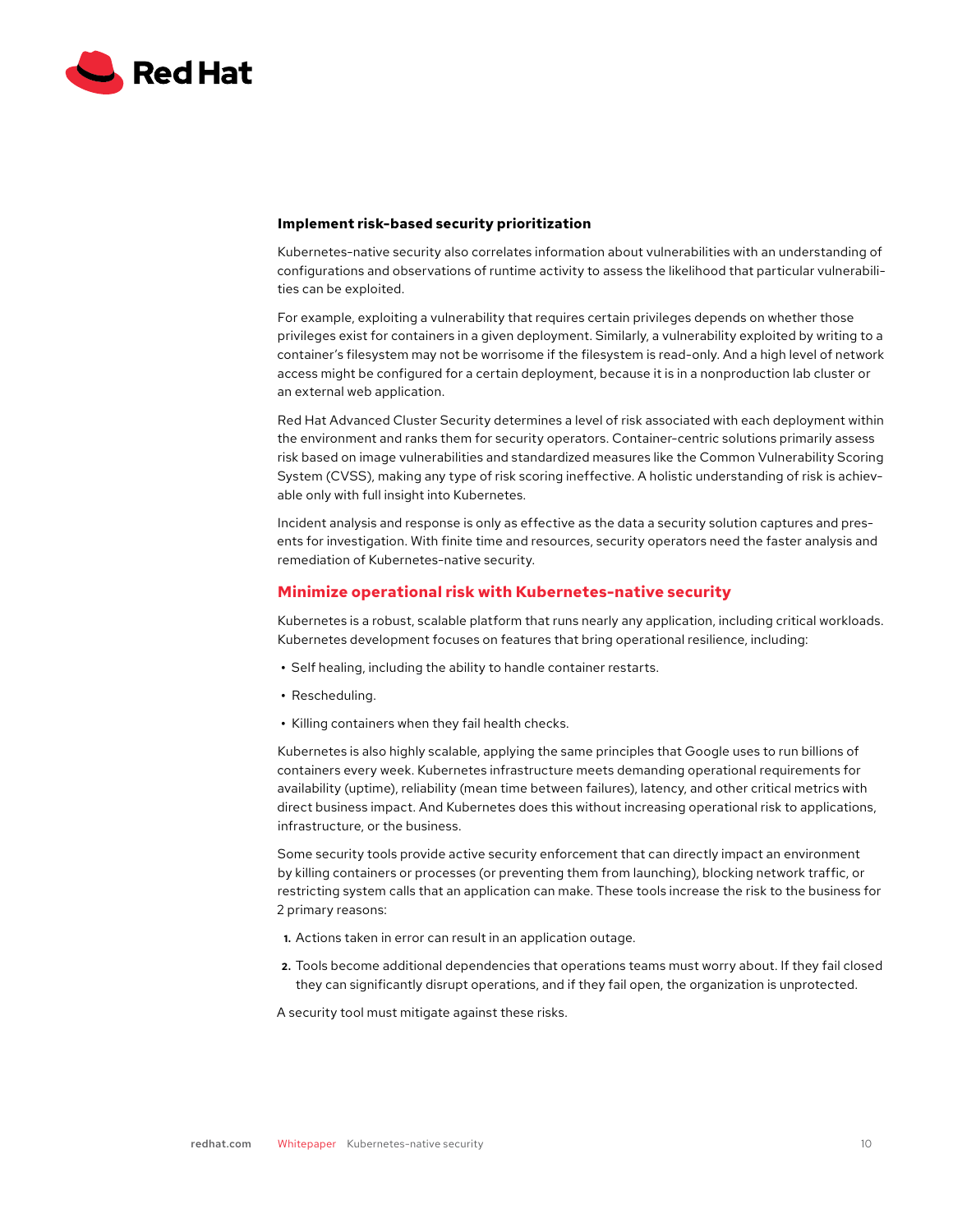### Implement risk-based security prioritization

Kubernetes-native security also correlates information about vulnerabilities with an understanding of configurations and observations of runtime activity to assess the likelihood that particular vulnerabilities can be exploited.

For example, exploiting a vulnerability that requires certain privileges depends on whether those privileges exist for containers in a given deployment. Similarly, a vulnerability exploited by writing to a container's filesystem may not be worrisome if the filesystem is read-only. And a high level of network access might be configured for a certain deployment, because it is in a nonproduction lab cluster or an external web application.

Red Hat Advanced Cluster Security determines a level of risk associated with each deployment within the environment and ranks them for security operators. Container-centric solutions primarily assess risk based on image vulnerabilities and standardized measures like the Common Vulnerability Scoring System (CVSS), making any type of risk scoring ineffective. A holistic understanding of risk is achievable only with full insight into Kubernetes.

Incident analysis and response is only as effective as the data a security solution captures and presents for investigation. With finite time and resources, security operators need the faster analysis and remediation of Kubernetes-native security.

## Minimize operational risk with Kubernetes-native security

Kubernetes is a robust, scalable platform that runs nearly any application, including critical workloads. Kubernetes development focuses on features that bring operational resilience, including:

- Self healing, including the ability to handle container restarts.
- Rescheduling.
- Killing containers when they fail health checks.

Kubernetes is also highly scalable, applying the same principles that Google uses to run billions of containers every week. Kubernetes infrastructure meets demanding operational requirements for availability (uptime), reliability (mean time between failures), latency, and other critical metrics with direct business impact. And Kubernetes does this without increasing operational risk to applications, infrastructure, or the business.

Some security tools provide active security enforcement that can directly impact an environment by killing containers or processes (or preventing them from launching), blocking network traffic, or restricting system calls that an application can make. These tools increase the risk to the business for 2 primary reasons:

1. Actions taken in error can result in an application outage.
2. Tools become additional dependencies that operations teams must worry about. If they fail closed they can significantly disrupt operations, and if they fail open, the organization is unprotected.

A security tool must mitigate against these risks.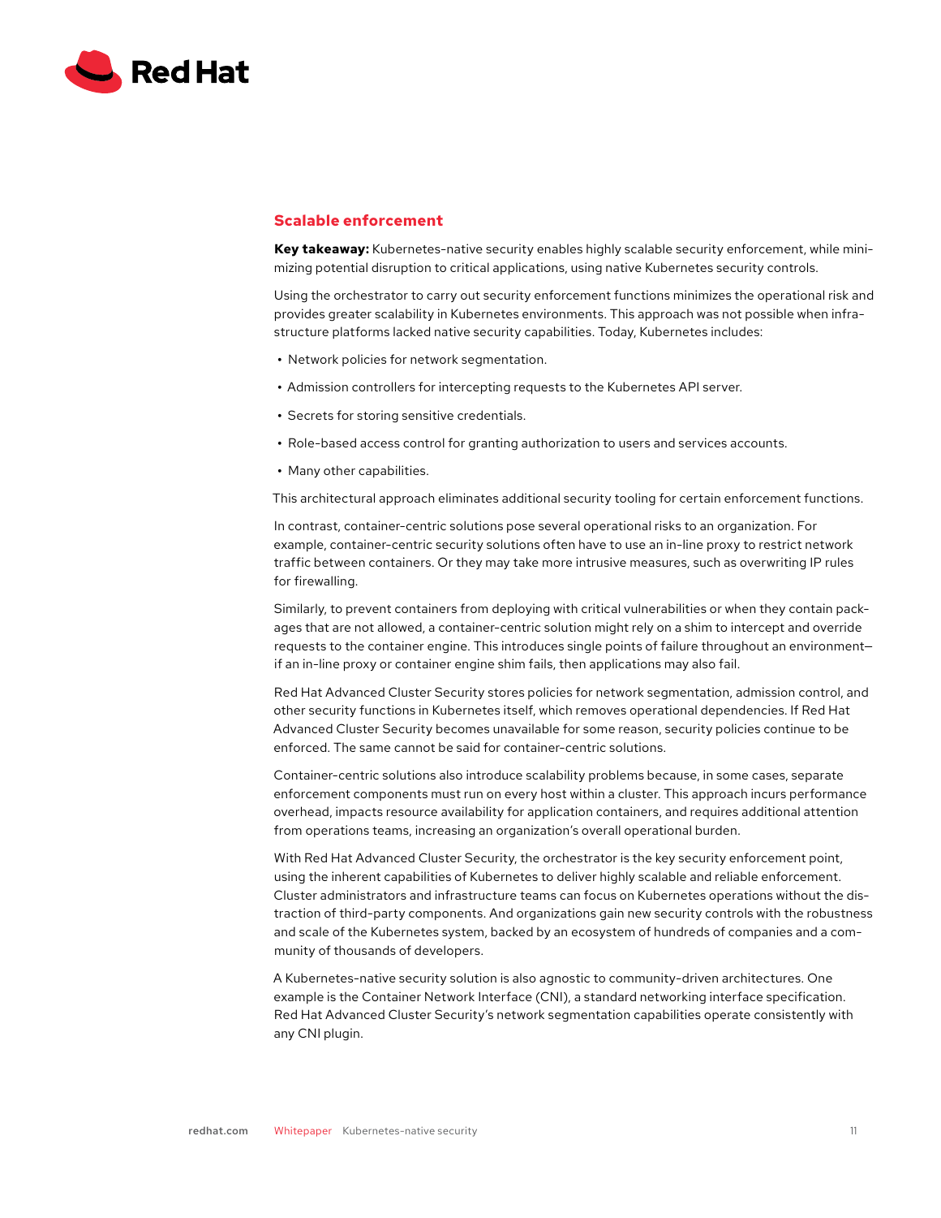## Scalable enforcement

**Key takeaway:** Kubernetes-native security enables highly scalable security enforcement, while minimizing potential disruption to critical applications, using native Kubernetes security controls.

Using the orchestrator to carry out security enforcement functions minimizes the operational risk and provides greater scalability in Kubernetes environments. This approach was not possible when infrastructure platforms lacked native security capabilities. Today, Kubernetes includes:

- Network policies for network segmentation.
- Admission controllers for intercepting requests to the Kubernetes API server.
- Secrets for storing sensitive credentials.
- Role-based access control for granting authorization to users and services accounts.
- Many other capabilities.

This architectural approach eliminates additional security tooling for certain enforcement functions.

In contrast, container-centric solutions pose several operational risks to an organization. For example, container-centric security solutions often have to use an in-line proxy to restrict network traffic between containers. Or they may take more intrusive measures, such as overwriting IP rules for firewalling.

Similarly, to prevent containers from deploying with critical vulnerabilities or when they contain packages that are not allowed, a container-centric solution might rely on a shim to intercept and override requests to the container engine. This introduces single points of failure throughout an environment—if an in-line proxy or container engine shim fails, then applications may also fail.

Red Hat Advanced Cluster Security stores policies for network segmentation, admission control, and other security functions in Kubernetes itself, which removes operational dependencies. If Red Hat Advanced Cluster Security becomes unavailable for some reason, security policies continue to be enforced. The same cannot be said for container-centric solutions.

Container-centric solutions also introduce scalability problems because, in some cases, separate enforcement components must run on every host within a cluster. This approach incurs performance overhead, impacts resource availability for application containers, and requires additional attention from operations teams, increasing an organization's overall operational burden.

With Red Hat Advanced Cluster Security, the orchestrator is the key security enforcement point, using the inherent capabilities of Kubernetes to deliver highly scalable and reliable enforcement. Cluster administrators and infrastructure teams can focus on Kubernetes operations without the distraction of third-party components. And organizations gain new security controls with the robustness and scale of the Kubernetes system, backed by an ecosystem of hundreds of companies and a community of thousands of developers.

A Kubernetes-native security solution is also agnostic to community-driven architectures. One example is the Container Network Interface (CNI), a standard networking interface specification. Red Hat Advanced Cluster Security's network segmentation capabilities operate consistently with any CNI plugin.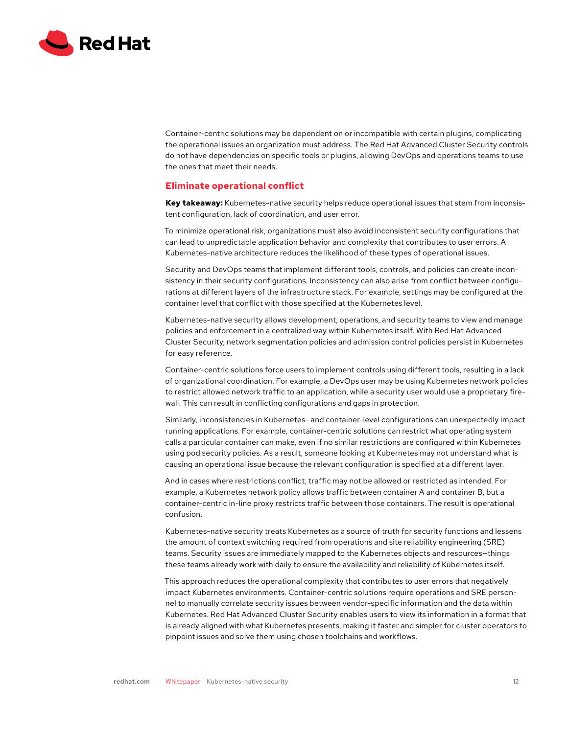Container-centric solutions may be dependent on or incompatible with certain plugins, complicating the operational issues an organization must address. The Red Hat Advanced Cluster Security controls do not have dependencies on specific tools or plugins, allowing DevOps and operations teams to use the ones that meet their needs.

## Eliminate operational conflict

**Key takeaway:** Kubernetes-native security helps reduce operational issues that stem from inconsistent configuration, lack of coordination, and user error.

To minimize operational risk, organizations must also avoid inconsistent security configurations that can lead to unpredictable application behavior and complexity that contributes to user errors. A Kubernetes-native architecture reduces the likelihood of these types of operational issues.

Security and DevOps teams that implement different tools, controls, and policies can create inconsistency in their security configurations. Inconsistency can also arise from conflict between configurations at different layers of the infrastructure stack. For example, settings may be configured at the container level that conflict with those specified at the Kubernetes level.

Kubernetes-native security allows development, operations, and security teams to view and manage policies and enforcement in a centralized way within Kubernetes itself. With Red Hat Advanced Cluster Security, network segmentation policies and admission control policies persist in Kubernetes for easy reference.

Container-centric solutions force users to implement controls using different tools, resulting in a lack of organizational coordination. For example, a DevOps user may be using Kubernetes network policies to restrict allowed network traffic to an application, while a security user would use a proprietary firewall. This can result in conflicting configurations and gaps in protection.

Similarly, inconsistencies in Kubernetes- and container-level configurations can unexpectedly impact running applications. For example, container-centric solutions can restrict what operating system calls a particular container can make, even if no similar restrictions are configured within Kubernetes using pod security policies. As a result, someone looking at Kubernetes may not understand what is causing an operational issue because the relevant configuration is specified at a different layer.

And in cases where restrictions conflict, traffic may not be allowed or restricted as intended. For example, a Kubernetes network policy allows traffic between container A and container B, but a container-centric in-line proxy restricts traffic between those containers. The result is operational confusion.

Kubernetes-native security treats Kubernetes as a source of truth for security functions and lessens the amount of context switching required from operations and site reliability engineering (SRE) teams. Security issues are immediately mapped to the Kubernetes objects and resources—things these teams already work with daily to ensure the availability and reliability of Kubernetes itself.

This approach reduces the operational complexity that contributes to user errors that negatively impact Kubernetes environments. Container-centric solutions require operations and SRE personnel to manually correlate security issues between vendor-specific information and the data within Kubernetes. Red Hat Advanced Cluster Security enables users to view its information in a format that is already aligned with what Kubernetes presents, making it faster and simpler for cluster operators to pinpoint issues and solve them using chosen toolchains and workflows.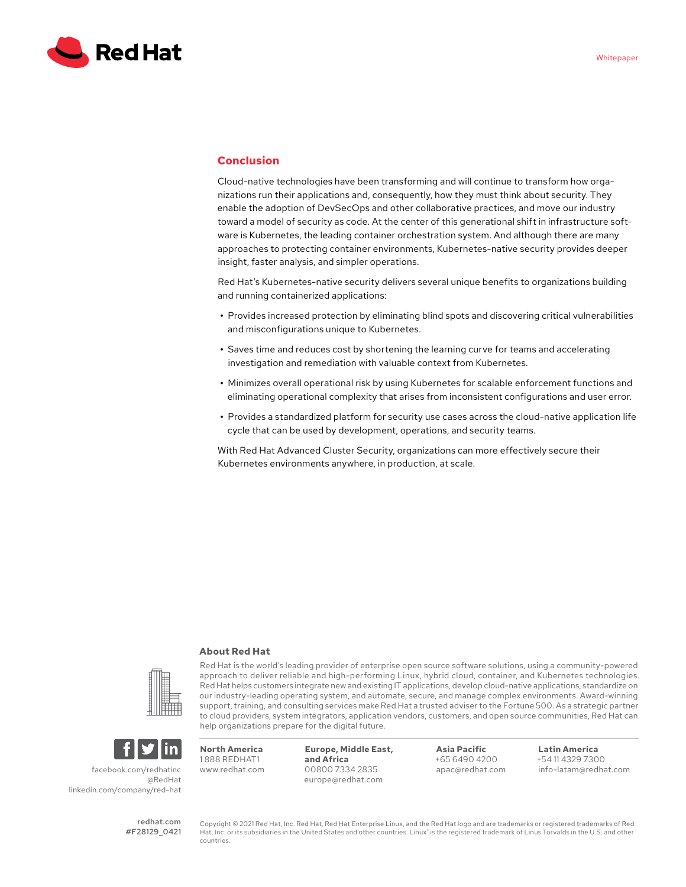## Conclusion

Cloud-native technologies have been transforming and will continue to transform how organizations run their applications and, consequently, how they must think about security. They enable the adoption of DevSecOps and other collaborative practices, and move our industry toward a model of security as code. At the center of this generational shift in infrastructure software is Kubernetes, the leading container orchestration system. And although there are many approaches to protecting container environments, Kubernetes-native security provides deeper insight, faster analysis, and simpler operations.

Red Hat's Kubernetes-native security delivers several unique benefits to organizations building and running containerized applications:

- Provides increased protection by eliminating blind spots and discovering critical vulnerabilities and misconfigurations unique to Kubernetes.
- Saves time and reduces cost by shortening the learning curve for teams and accelerating investigation and remediation with valuable context from Kubernetes.
- Minimizes overall operational risk by using Kubernetes for scalable enforcement functions and eliminating operational complexity that arises from inconsistent configurations and user error.
- Provides a standardized platform for security use cases across the cloud-native application life cycle that can be used by development, operations, and security teams.

With Red Hat Advanced Cluster Security, organizations can more effectively secure their Kubernetes environments anywhere, in production, at scale.

### About Red Hat

Red Hat is the world's leading provider of enterprise open source software solutions, using a community-powered approach to deliver reliable and high-performing Linux, hybrid cloud, container, and Kubernetes technologies. Red Hat helps customers integrate new and existing IT applications, develop cloud-native applications, standardize on our industry-leading operating system, and automate, secure, and manage complex environments. Award-winning support, training, and consulting services make Red Hat a trusted adviser to the Fortune 500. As a strategic partner to cloud providers, system integrators, application vendors, customers, and open source communities, Red Hat can help organizations prepare for the digital future.

facebook.com/redhatinc
@RedHat
linkedin.com/company/red-hat

**North America**
1 888 REDHAT1
www.redhat.com

**Europe, Middle East, and Africa**
00800 7334 2835
europe@redhat.com

**Asia Pacific**
+65 6490 4200
apac@redhat.com

**Latin America**
+54 11 4329 7300
info-latam@redhat.com

redhat.com
#F28129_0421

Copyright © 2021 Red Hat, Inc. Red Hat, Red Hat Enterprise Linux, and the Red Hat logo and are trademarks or registered trademarks of Red Hat, Inc. or its subsidiaries in the United States and other countries. Linux® is the registered trademark of Linus Torvalds in the U.S. and other countries.